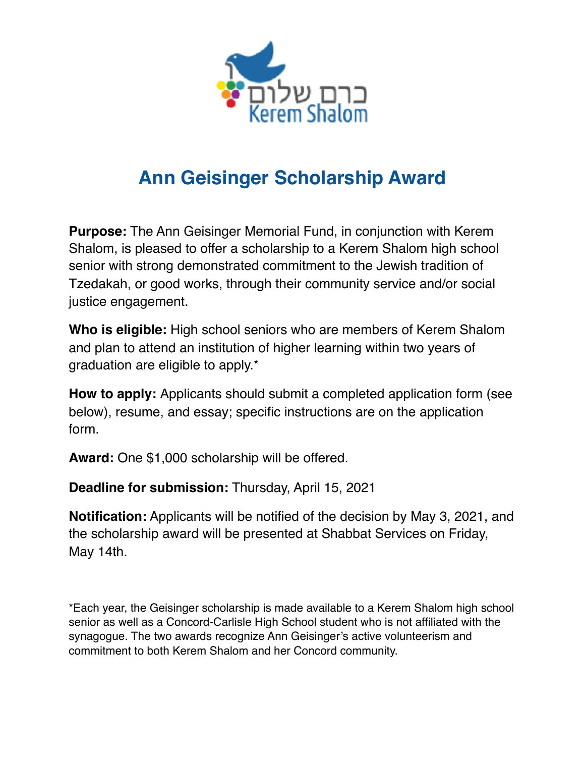כרם שלום
Kerem Shalom

# Ann Geisinger Scholarship Award

**Purpose:** The Ann Geisinger Memorial Fund, in conjunction with Kerem Shalom, is pleased to offer a scholarship to a Kerem Shalom high school senior with strong demonstrated commitment to the Jewish tradition of Tzedakah, or good works, through their community service and/or social justice engagement.

**Who is eligible:** High school seniors who are members of Kerem Shalom and plan to attend an institution of higher learning within two years of graduation are eligible to apply.*

**How to apply:** Applicants should submit a completed application form (see below), resume, and essay; specific instructions are on the application form.

**Award:** One $1,000 scholarship will be offered.

**Deadline for submission:** Thursday, April 15, 2021

**Notification:** Applicants will be notified of the decision by May 3, 2021, and the scholarship award will be presented at Shabbat Services on Friday, May 14th.

*Each year, the Geisinger scholarship is made available to a Kerem Shalom high school senior as well as a Concord-Carlisle High School student who is not affiliated with the synagogue. The two awards recognize Ann Geisinger's active volunteerism and commitment to both Kerem Shalom and her Concord community.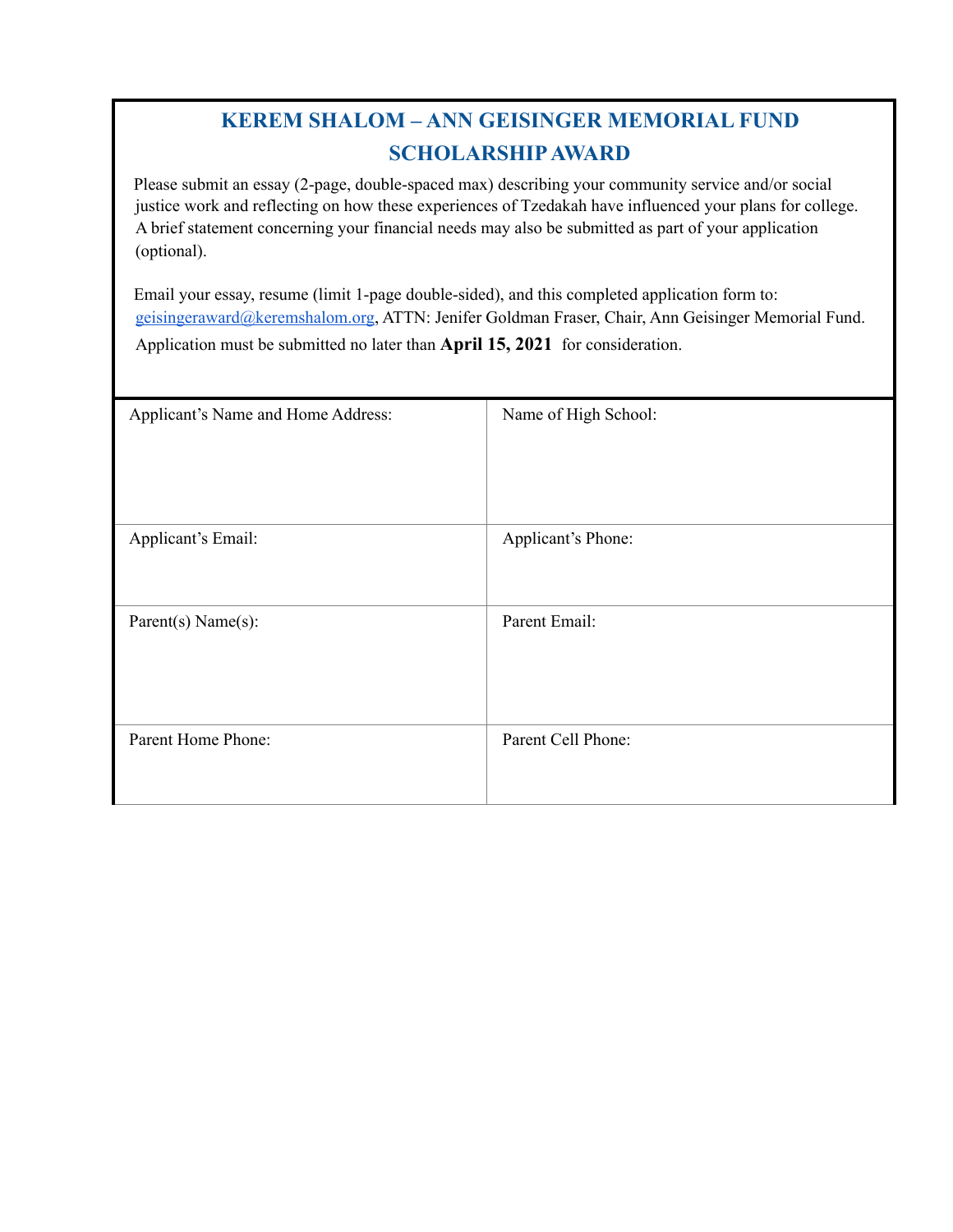# KEREM SHALOM – ANN GEISINGER MEMORIAL FUND SCHOLARSHIP AWARD

Please submit an essay (2-page, double-spaced max) describing your community service and/or social justice work and reflecting on how these experiences of Tzedakah have influenced your plans for college. A brief statement concerning your financial needs may also be submitted as part of your application (optional).

Email your essay, resume (limit 1-page double-sided), and this completed application form to: geisingeraward@keremshalom.org, ATTN: Jenifer Goldman Fraser, Chair, Ann Geisinger Memorial Fund. Application must be submitted no later than **April 15, 2021** for consideration.

| Applicant's Name and Home Address: | Name of High School: |
|---|---|
| Applicant's Email: | Applicant's Phone: |
| Parent(s) Name(s): | Parent Email: |
| Parent Home Phone: | Parent Cell Phone: |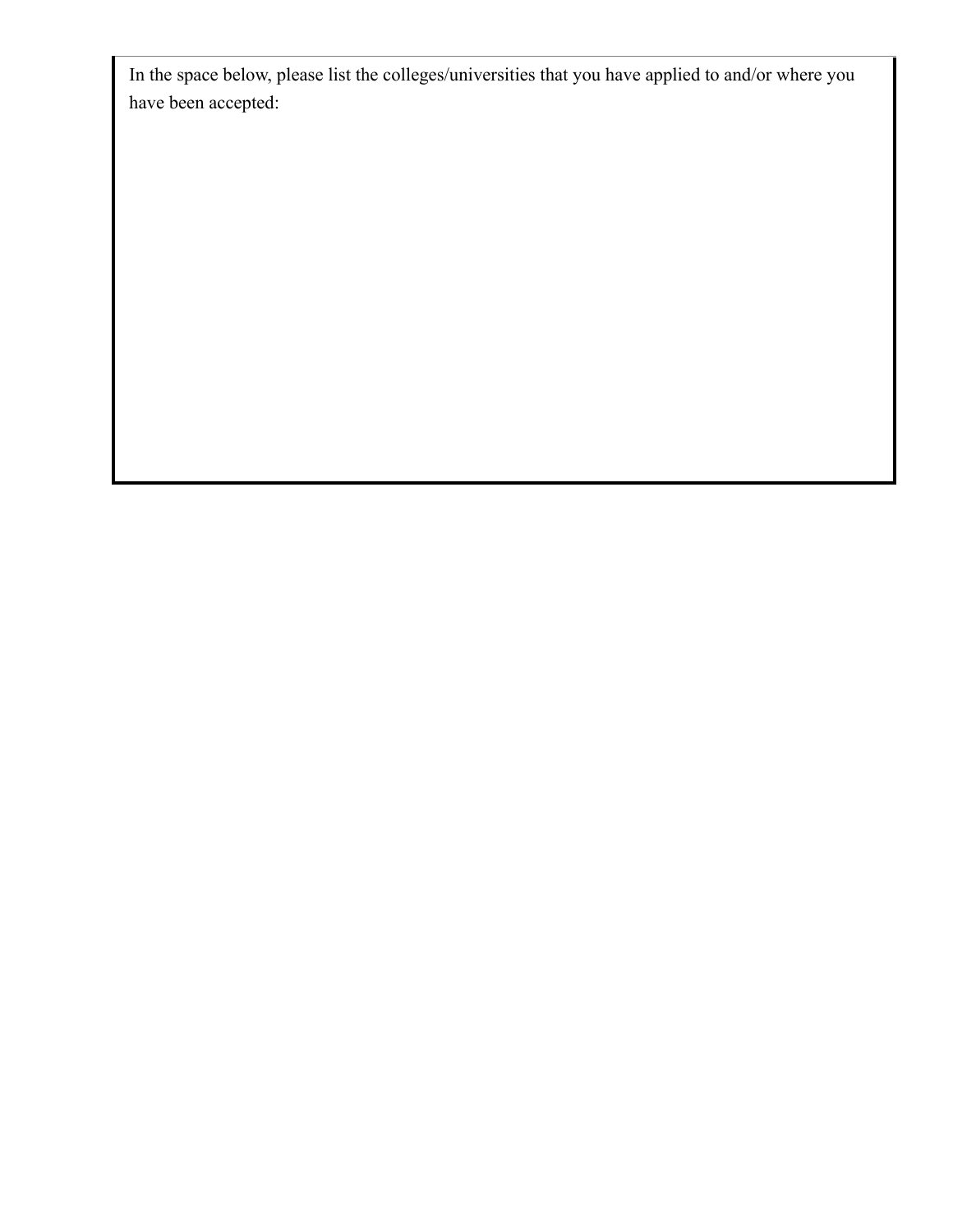In the space below, please list the colleges/universities that you have applied to and/or where you have been accepted: